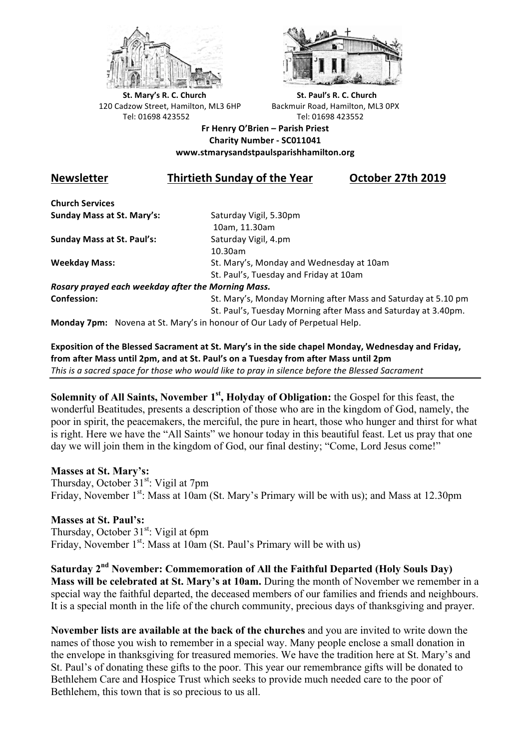**St. Mary's R. C. Church**
120 Cadzow Street, Hamilton, ML3 6HP
Tel: 01698 423552

**St. Paul's R. C. Church**
Backmuir Road, Hamilton, ML3 0PX
Tel: 01698 423552

**Fr Henry O'Brien – Parish Priest**
**Charity Number - SC011041**
**www.stmarysandstpaulsparishhamilton.org**

# Newsletter — Thirtieth Sunday of the Year — October 27th 2019

**Church Services**

| | |
|---|---|
| **Sunday Mass at St. Mary's:** | Saturday Vigil, 5.30pm<br>10am, 11.30am |
| **Sunday Mass at St. Paul's:** | Saturday Vigil, 4.pm<br>10.30am |
| **Weekday Mass:** | St. Mary's, Monday and Wednesday at 10am<br>St. Paul's, Tuesday and Friday at 10am |

***Rosary prayed each weekday after the Morning Mass.***

| | |
|---|---|
| **Confession:** | St. Mary's, Monday Morning after Mass and Saturday at 5.10 pm<br>St. Paul's, Tuesday Morning after Mass and Saturday at 3.40pm. |

**Monday 7pm:** Novena at St. Mary's in honour of Our Lady of Perpetual Help.

**Exposition of the Blessed Sacrament at St. Mary's in the side chapel Monday, Wednesday and Friday, from after Mass until 2pm, and at St. Paul's on a Tuesday from after Mass until 2pm**
*This is a sacred space for those who would like to pray in silence before the Blessed Sacrament*

---

**Solemnity of All Saints, November 1st, Holyday of Obligation:** the Gospel for this feast, the wonderful Beatitudes, presents a description of those who are in the kingdom of God, namely, the poor in spirit, the peacemakers, the merciful, the pure in heart, those who hunger and thirst for what is right. Here we have the "All Saints" we honour today in this beautiful feast. Let us pray that one day we will join them in the kingdom of God, our final destiny; "Come, Lord Jesus come!"

**Masses at St. Mary's:**
Thursday, October 31st: Vigil at 7pm
Friday, November 1st: Mass at 10am (St. Mary's Primary will be with us); and Mass at 12.30pm

**Masses at St. Paul's:**
Thursday, October 31st: Vigil at 6pm
Friday, November 1st: Mass at 10am (St. Paul's Primary will be with us)

**Saturday 2nd November: Commemoration of All the Faithful Departed (Holy Souls Day) Mass will be celebrated at St. Mary's at 10am.** During the month of November we remember in a special way the faithful departed, the deceased members of our families and friends and neighbours. It is a special month in the life of the church community, precious days of thanksgiving and prayer.

**November lists are available at the back of the churches** and you are invited to write down the names of those you wish to remember in a special way. Many people enclose a small donation in the envelope in thanksgiving for treasured memories. We have the tradition here at St. Mary's and St. Paul's of donating these gifts to the poor. This year our remembrance gifts will be donated to Bethlehem Care and Hospice Trust which seeks to provide much needed care to the poor of Bethlehem, this town that is so precious to us all.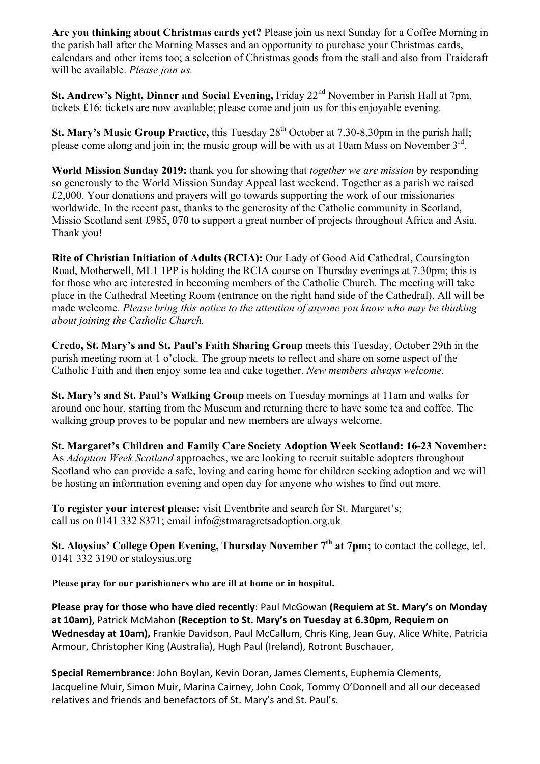**Are you thinking about Christmas cards yet?** Please join us next Sunday for a Coffee Morning in the parish hall after the Morning Masses and an opportunity to purchase your Christmas cards, calendars and other items too; a selection of Christmas goods from the stall and also from Traidcraft will be available. *Please join us.*

**St. Andrew's Night, Dinner and Social Evening,** Friday 22nd November in Parish Hall at 7pm, tickets £16: tickets are now available; please come and join us for this enjoyable evening.

**St. Mary's Music Group Practice,** this Tuesday 28th October at 7.30-8.30pm in the parish hall; please come along and join in; the music group will be with us at 10am Mass on November 3rd.

**World Mission Sunday 2019:** thank you for showing that *together we are mission* by responding so generously to the World Mission Sunday Appeal last weekend. Together as a parish we raised £2,000. Your donations and prayers will go towards supporting the work of our missionaries worldwide. In the recent past, thanks to the generosity of the Catholic community in Scotland, Missio Scotland sent £985, 070 to support a great number of projects throughout Africa and Asia. Thank you!

**Rite of Christian Initiation of Adults (RCIA):** Our Lady of Good Aid Cathedral, Coursington Road, Motherwell, ML1 1PP is holding the RCIA course on Thursday evenings at 7.30pm; this is for those who are interested in becoming members of the Catholic Church. The meeting will take place in the Cathedral Meeting Room (entrance on the right hand side of the Cathedral). All will be made welcome. *Please bring this notice to the attention of anyone you know who may be thinking about joining the Catholic Church.*

**Credo, St. Mary's and St. Paul's Faith Sharing Group** meets this Tuesday, October 29th in the parish meeting room at 1 o'clock. The group meets to reflect and share on some aspect of the Catholic Faith and then enjoy some tea and cake together. *New members always welcome.*

**St. Mary's and St. Paul's Walking Group** meets on Tuesday mornings at 11am and walks for around one hour, starting from the Museum and returning there to have some tea and coffee. The walking group proves to be popular and new members are always welcome.

**St. Margaret's Children and Family Care Society Adoption Week Scotland: 16-23 November:** As *Adoption Week Scotland* approaches, we are looking to recruit suitable adopters throughout Scotland who can provide a safe, loving and caring home for children seeking adoption and we will be hosting an information evening and open day for anyone who wishes to find out more.

**To register your interest please:** visit Eventbrite and search for St. Margaret's; call us on 0141 332 8371; email info@stmaragretsadoption.org.uk

**St. Aloysius' College Open Evening, Thursday November 7th at 7pm;** to contact the college, tel. 0141 332 3190 or staloysius.org

**Please pray for our parishioners who are ill at home or in hospital.**

**Please pray for those who have died recently**: Paul McGowan **(Requiem at St. Mary's on Monday at 10am),** Patrick McMahon **(Reception to St. Mary's on Tuesday at 6.30pm, Requiem on Wednesday at 10am),** Frankie Davidson, Paul McCallum, Chris King, Jean Guy, Alice White, Patricia Armour, Christopher King (Australia), Hugh Paul (Ireland), Rotront Buschauer,

**Special Remembrance**: John Boylan, Kevin Doran, James Clements, Euphemia Clements, Jacqueline Muir, Simon Muir, Marina Cairney, John Cook, Tommy O'Donnell and all our deceased relatives and friends and benefactors of St. Mary's and St. Paul's.